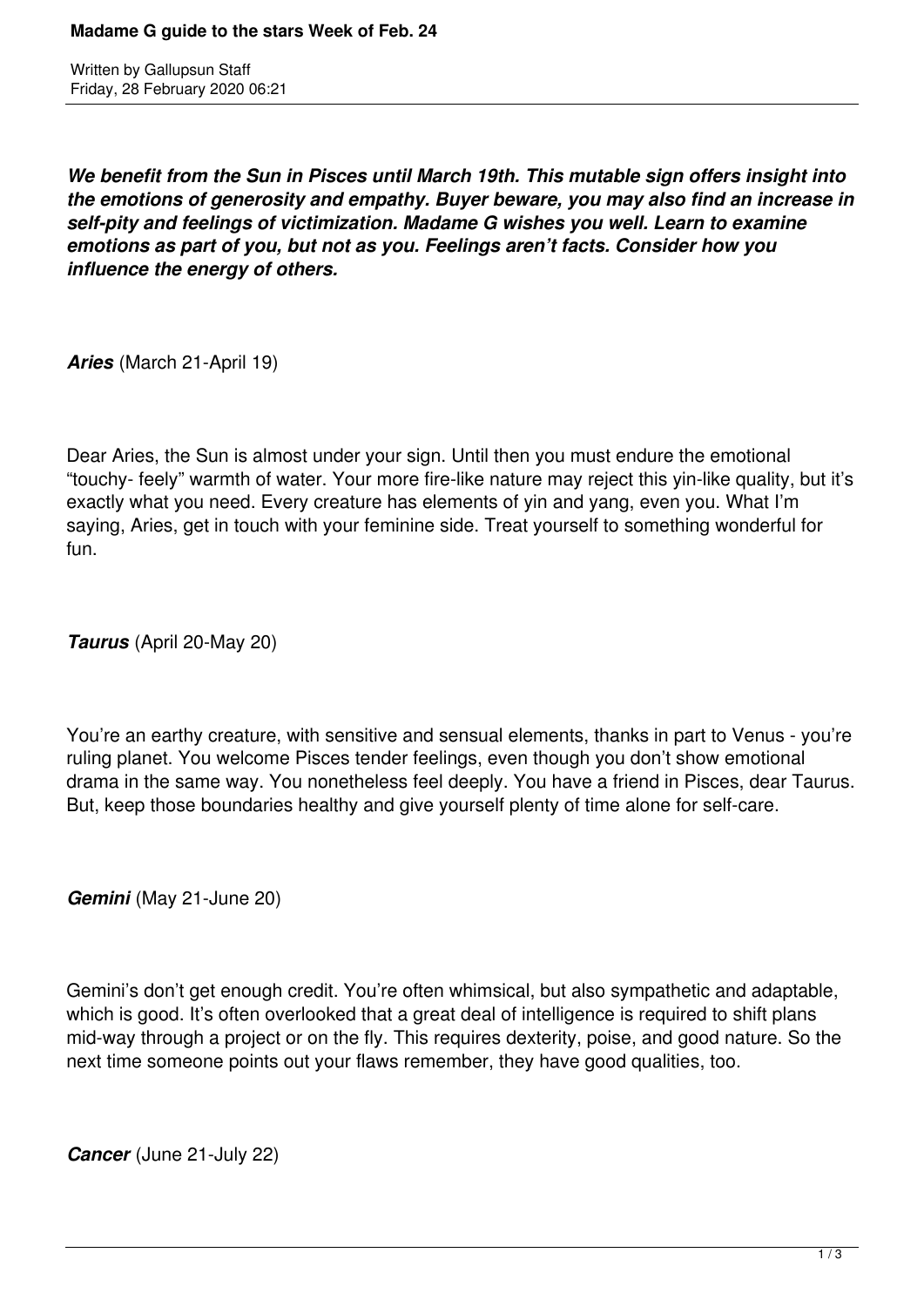# Madame G guide to the stars Week of Feb. 24

Written by Gallupsun Staff
Friday, 28 February 2020 06:21

***We benefit from the Sun in Pisces until March 19th. This mutable sign offers insight into the emotions of generosity and empathy. Buyer beware, you may also find an increase in self-pity and feelings of victimization. Madame G wishes you well. Learn to examine emotions as part of you, but not as you. Feelings aren't facts. Consider how you influence the energy of others.***

***Aries*** (March 21-April 19)

Dear Aries, the Sun is almost under your sign. Until then you must endure the emotional "touchy- feely" warmth of water. Your more fire-like nature may reject this yin-like quality, but it's exactly what you need. Every creature has elements of yin and yang, even you. What I'm saying, Aries, get in touch with your feminine side. Treat yourself to something wonderful for fun.

***Taurus*** (April 20-May 20)

You're an earthy creature, with sensitive and sensual elements, thanks in part to Venus - you're ruling planet. You welcome Pisces tender feelings, even though you don't show emotional drama in the same way. You nonetheless feel deeply. You have a friend in Pisces, dear Taurus. But, keep those boundaries healthy and give yourself plenty of time alone for self-care.

***Gemini*** (May 21-June 20)

Gemini's don't get enough credit. You're often whimsical, but also sympathetic and adaptable, which is good. It's often overlooked that a great deal of intelligence is required to shift plans mid-way through a project or on the fly. This requires dexterity, poise, and good nature. So the next time someone points out your flaws remember, they have good qualities, too.

***Cancer*** (June 21-July 22)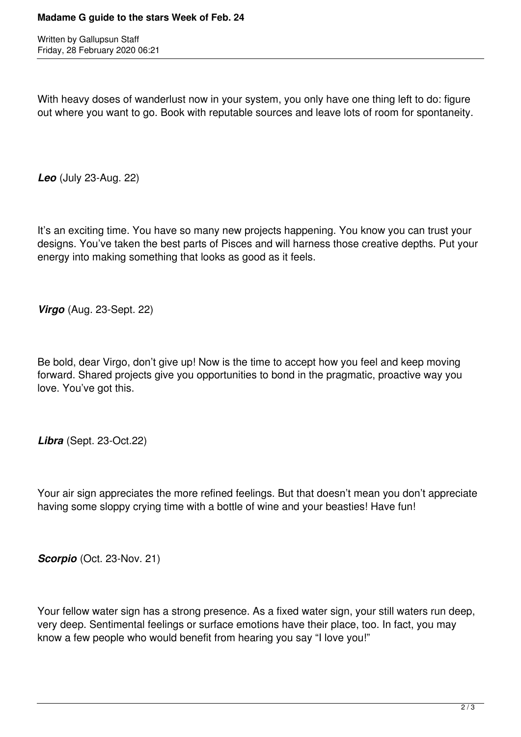With heavy doses of wanderlust now in your system, you only have one thing left to do: figure out where you want to go. Book with reputable sources and leave lots of room for spontaneity.

***Leo*** (July 23-Aug. 22)

It's an exciting time. You have so many new projects happening. You know you can trust your designs. You've taken the best parts of Pisces and will harness those creative depths. Put your energy into making something that looks as good as it feels.

***Virgo*** (Aug. 23-Sept. 22)

Be bold, dear Virgo, don't give up! Now is the time to accept how you feel and keep moving forward. Shared projects give you opportunities to bond in the pragmatic, proactive way you love. You've got this.

***Libra*** (Sept. 23-Oct.22)

Your air sign appreciates the more refined feelings. But that doesn't mean you don't appreciate having some sloppy crying time with a bottle of wine and your beasties! Have fun!

***Scorpio*** (Oct. 23-Nov. 21)

Your fellow water sign has a strong presence. As a fixed water sign, your still waters run deep, very deep. Sentimental feelings or surface emotions have their place, too. In fact, you may know a few people who would benefit from hearing you say "I love you!"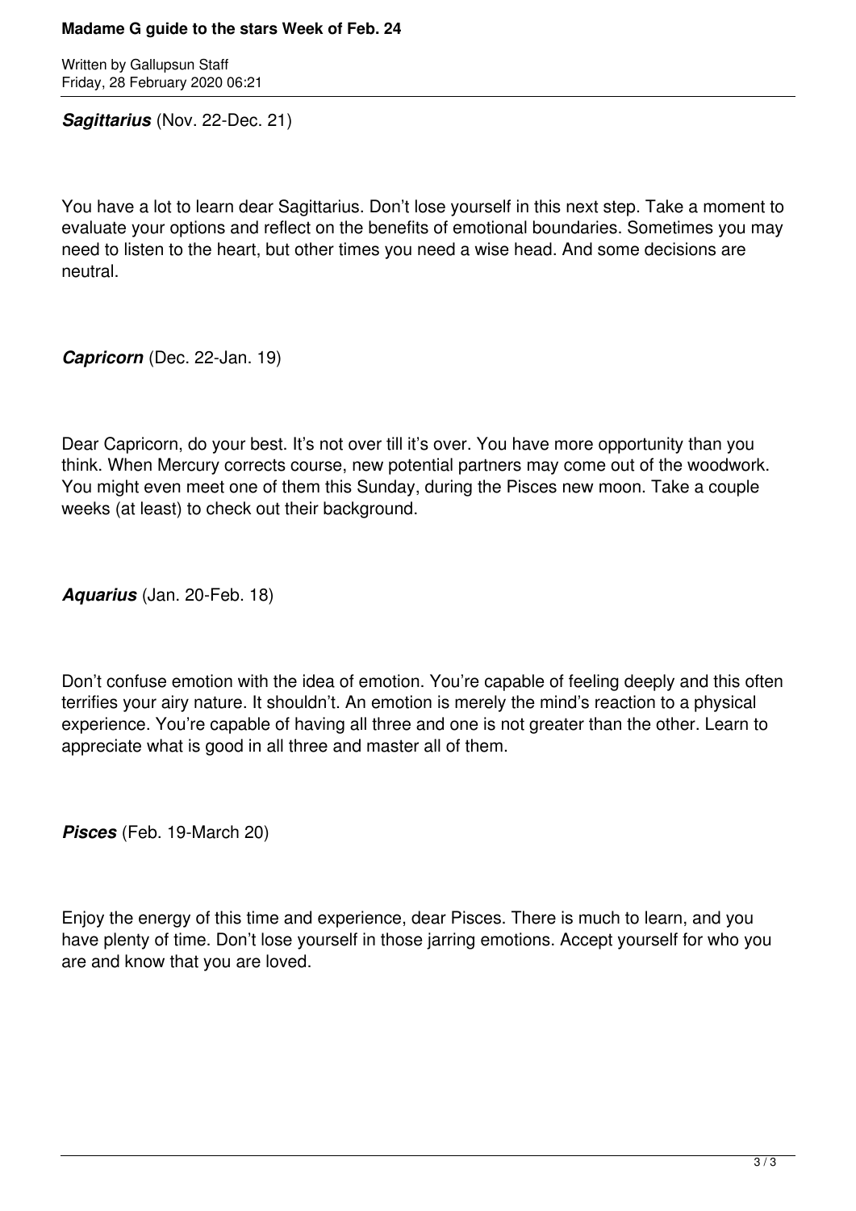***Sagittarius*** (Nov. 22-Dec. 21)

You have a lot to learn dear Sagittarius. Don't lose yourself in this next step. Take a moment to evaluate your options and reflect on the benefits of emotional boundaries. Sometimes you may need to listen to the heart, but other times you need a wise head. And some decisions are neutral.

***Capricorn*** (Dec. 22-Jan. 19)

Dear Capricorn, do your best. It's not over till it's over. You have more opportunity than you think. When Mercury corrects course, new potential partners may come out of the woodwork. You might even meet one of them this Sunday, during the Pisces new moon. Take a couple weeks (at least) to check out their background.

***Aquarius*** (Jan. 20-Feb. 18)

Don't confuse emotion with the idea of emotion. You're capable of feeling deeply and this often terrifies your airy nature. It shouldn't. An emotion is merely the mind's reaction to a physical experience. You're capable of having all three and one is not greater than the other. Learn to appreciate what is good in all three and master all of them.

***Pisces*** (Feb. 19-March 20)

Enjoy the energy of this time and experience, dear Pisces. There is much to learn, and you have plenty of time. Don't lose yourself in those jarring emotions. Accept yourself for who you are and know that you are loved.